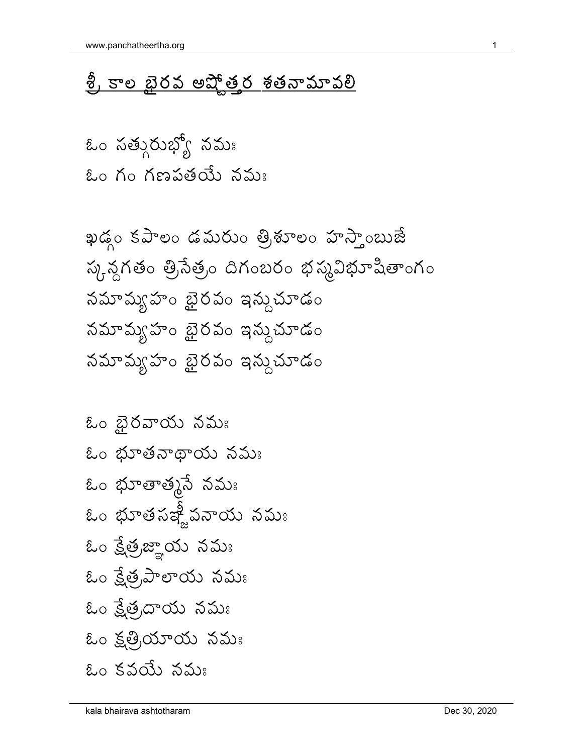# శ్రీ కాల భైరవ అష్టోత్తర శతనామావలి

ఓం సత్గురుభ్యో నమః
ఓం గం గణపతయే నమః

ఖడ్గం కపాలం డమరుం త్రిశూలం హస్తాంబుజే
స్కన్దగతం త్రినేత్రం దిగంబరం భస్మవిభూషితాంగం
నమామ్యహం భైరవం ఇన్దుచూడం
నమామ్యహం భైరవం ఇన్దుచూడం
నమామ్యహం భైరవం ఇన్దుచూడం

ఓం భైరవాయ నమః
ఓం భూతనాథాయ నమః
ఓం భూతాత్మనే నమః
ఓం భూతసఙ్జీవనాయ నమః
ఓం క్షేత్రజ్ఞాయ నమః
ఓం క్షేత్రపాలాయ నమః
ఓం క్షేత్రదాయ నమః
ఓం క్షత్రియాయ నమః
ఓం కవయే నమః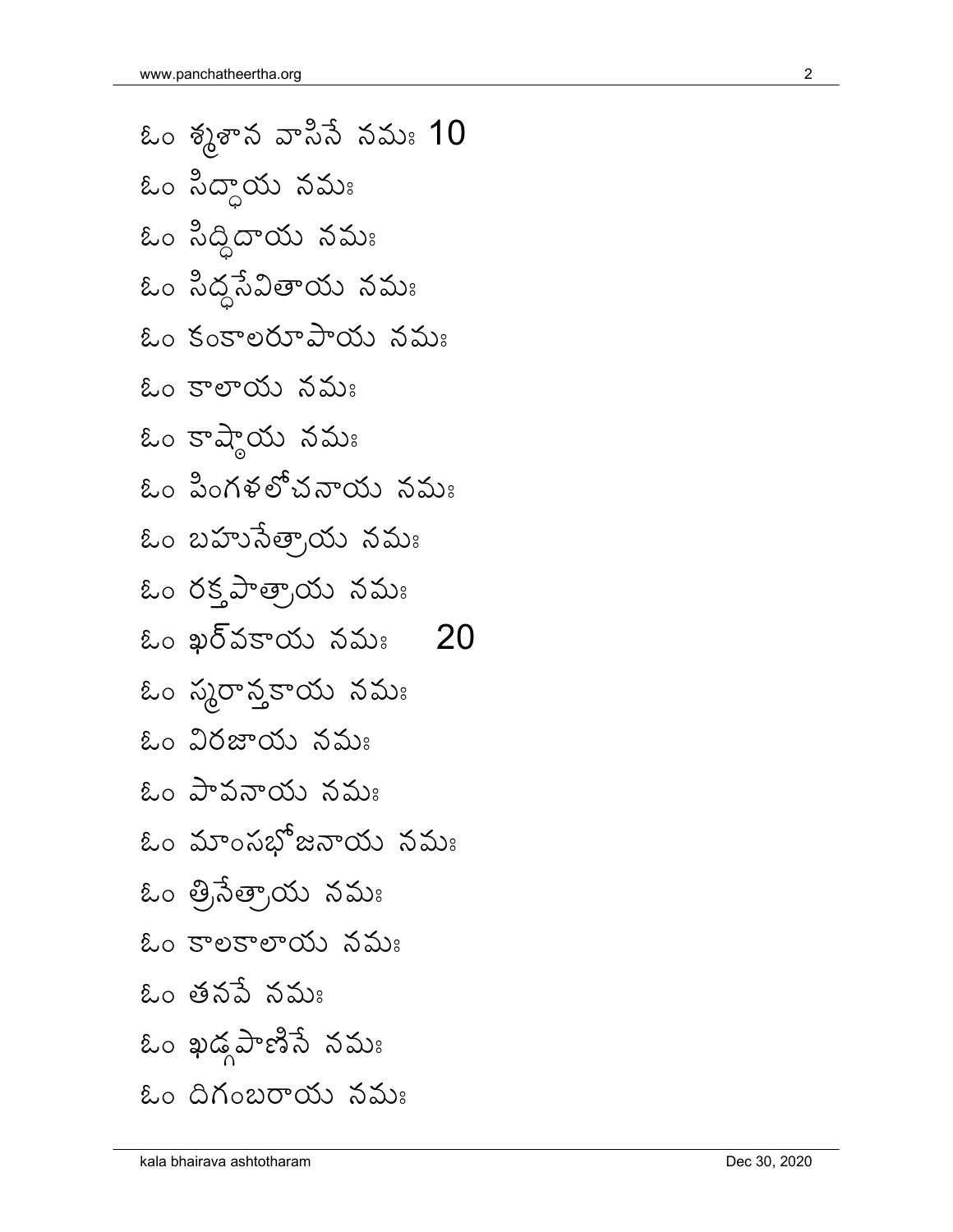ఓం శ్మశాన వాసినే నమః 10

ఓం సిద్ధాయ నమః

ఓం సిద్ధిదాయ నమః

ఓం సిద్ధసేవితాయ నమః

ఓం కంకాలరూపాయ నమః

ఓం కాలాయ నమః

ఓం కాష్ఠాయ నమః

ఓం పింగళలోచనాయ నమః

ఓం బహునేత్రాయ నమః

ఓం రక్తపాత్రాయ నమః

ఓం ఖర్వకాయ నమః 20

ఓం స్మరాన్తకాయ నమః

ఓం విరజాయ నమః

ఓం పావనాయ నమః

ఓం మాంసభోజనాయ నమః

ఓం త్రినేత్రాయ నమః

ఓం కాలకాలాయ నమః

ఓం తనపే నమః

ఓం ఖడ్గపాణినే నమః

ఓం దిగంబరాయ నమః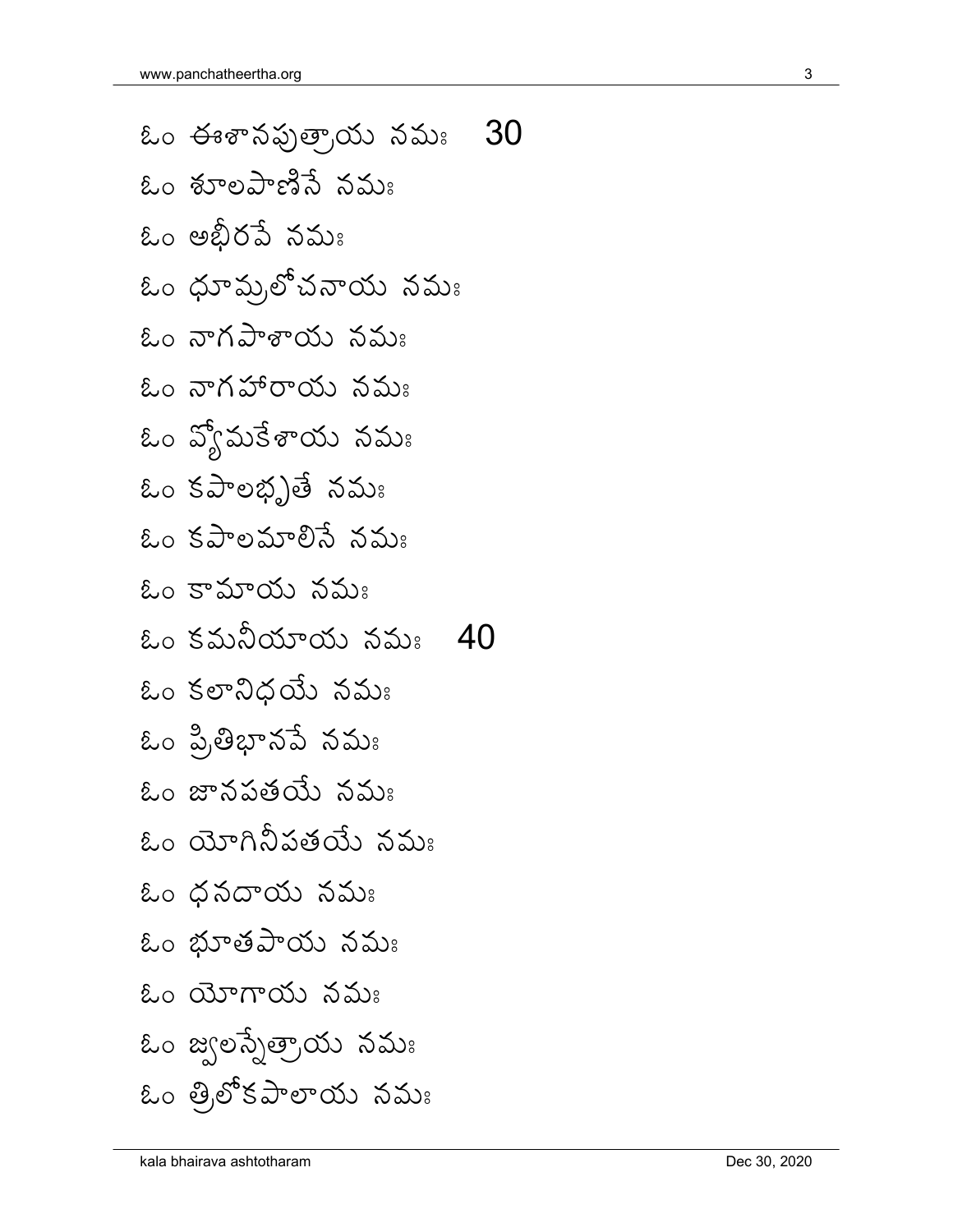ఓం ఈశానపుత్రాయ నమః 30

ఓం శూలపాణినే నమః

ఓం అభీరవే నమః

ఓం ధూమ్రలోచనాయ నమః

ఓం నాగపాశాయ నమః

ఓం నాగహారాయ నమః

ఓం వ్యోమకేశాయ నమః

ఓం కపాలభృతే నమః

ఓం కపాలమాలినే నమః

ఓం కామాయ నమః

ఓం కమనీయాయ నమః 40

ఓం కలానిధయే నమః

ఓం ప్రితిభానవే నమః

ఓం జానపతయే నమః

ఓం యోగినీపతయే నమః

ఓం ధనదాయ నమః

ఓం భూతపాయ నమః

ఓం యోగాయ నమః

ఓం జ్వలన్నేత్రాయ నమః

ఓం త్రిలోకపాలాయ నమః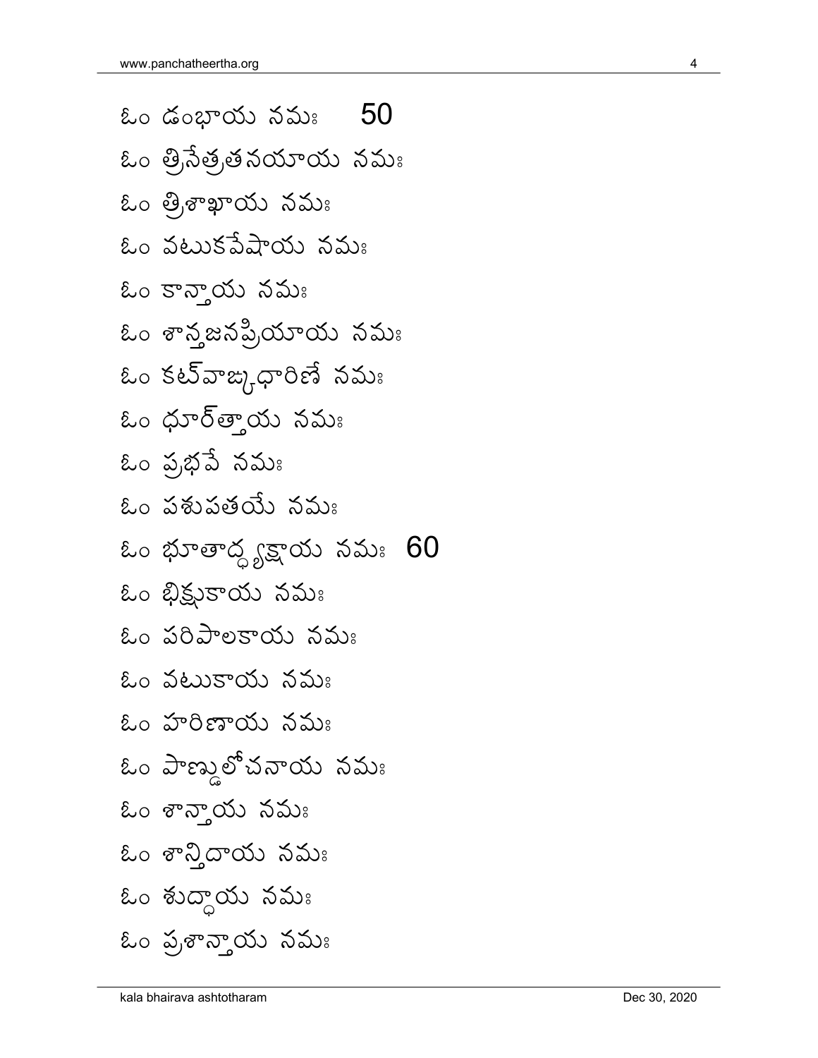ఓం డంభాయ నమః 50

ఓం త్రినేత్రతనయాయ నమః

ఓం త్రిశాఖాయ నమః

ఓం వటుకవేషాయ నమః

ఓం కాన్తాయ నమః

ఓం శాన్తజనప్రియాయ నమః

ఓం కట్వాఙ్గధారిణే నమః

ఓం ధూర్త్తాయ నమః

ఓం ప్రభవే నమః

ఓం పశుపతయే నమః

ఓం భూతాధ్యక్షాయ నమః 60

ఓం భిక్షుకాయ నమః

ఓం పరిపాలకాయ నమః

ఓం వటుకాయ నమః

ఓం హరిణాయ నమః

ఓం పాణ్డులోచనాయ నమః

ఓం శాన్తాయ నమః

ఓం శాన్తిదాయ నమః

ఓం శుద్ధాయ నమః

ఓం ప్రశాన్తాయ నమః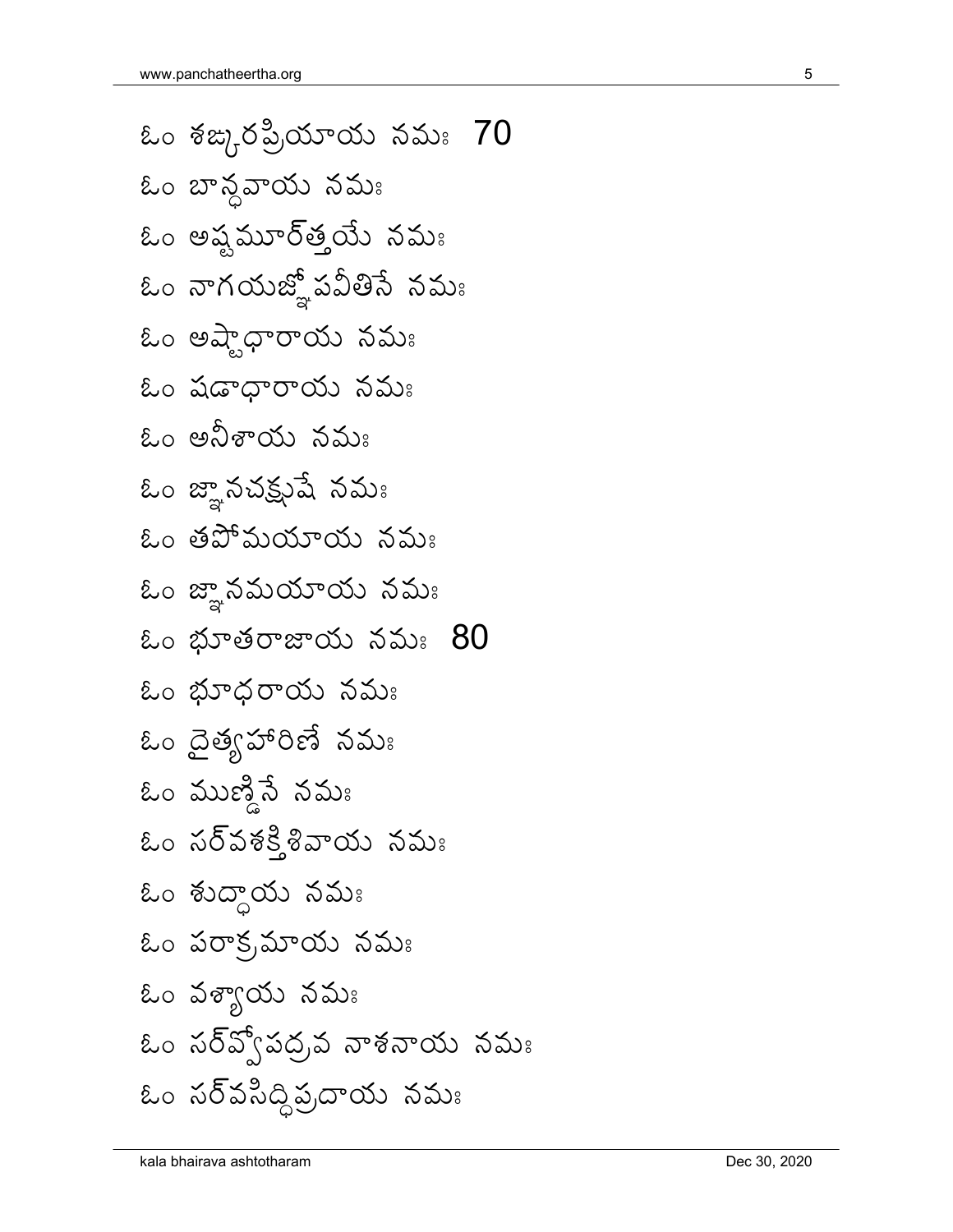ఓం శఙ్కరప్రియాయ నమః 70

ఓం బాన్ధవాయ నమః

ఓం అష్టమూర్త్తయే నమః

ఓం నాగయజ్ఞోపవీతినే నమః

ఓం అష్టాధారాయ నమః

ఓం షడాధారాయ నమః

ఓం అనీశాయ నమః

ఓం జ్ఞానచక్షుషే నమః

ఓం తపోమయాయ నమః

ఓం జ్ఞానమయాయ నమః

ఓం భూతరాజాయ నమః 80

ఓం భూధరాయ నమః

ఓం దైత్యహారిణే నమః

ఓం ముణ్డినే నమః

ఓం సర్వశక్తిశివాయ నమః

ఓం శుద్ధాయ నమః

ఓం పరాక్రమాయ నమః

ఓం వశ్యాయ నమః

ఓం సర్వోపద్రవ నాశనాయ నమః

ఓం సర్వసిద్ధిప్రదాయ నమః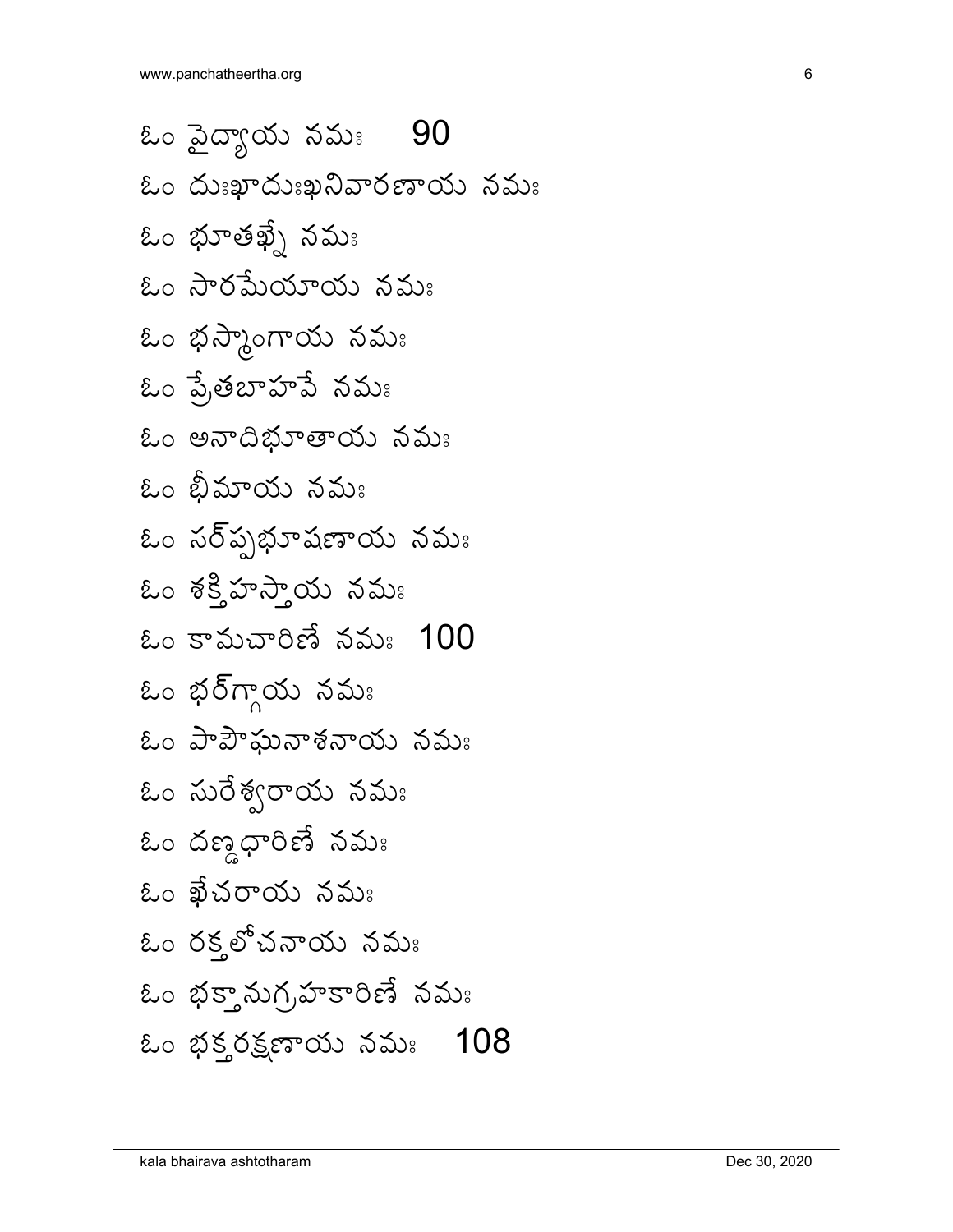ఓం వైద్యాయ నమః 90

ఓం దుఃఖాదుఃఖనివారణాయ నమః

ఓం భూతఘ్నే నమః

ఓం సారమేయాయ నమః

ఓం భస్మాంగాయ నమః

ఓం ప్రేతబాహవే నమః

ఓం అనాదిభూతాయ నమః

ఓం భీమాయ నమః

ఓం సర్ప్పభూషణాయ నమః

ఓం శక్తిహస్తాయ నమః

ఓం కామచారిణే నమః 100

ఓం భర్గ్గాయ నమః

ఓం పాపౌఘనాశనాయ నమః

ఓం సురేశ్వరాయ నమః

ఓం దణ్డధారిణే నమః

ఓం ఖేచరాయ నమః

ఓం రక్తలోచనాయ నమః

ఓం భక్తానుగ్రహకారిణే నమః

ఓం భక్తరక్షణాయ నమః 108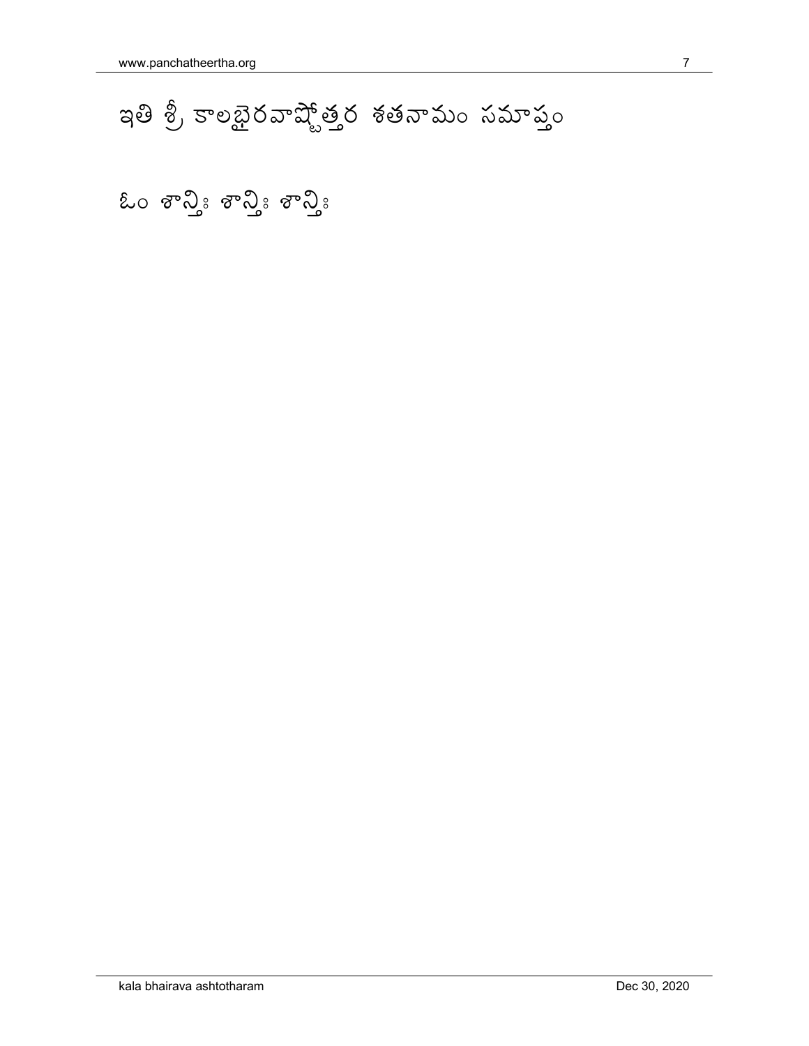ఇతి శ్రీ కాలభైరవాష్టోత్తర శతనామం సమాప్తం

ఓం శాన్తిః శాన్తిః శాన్తిః